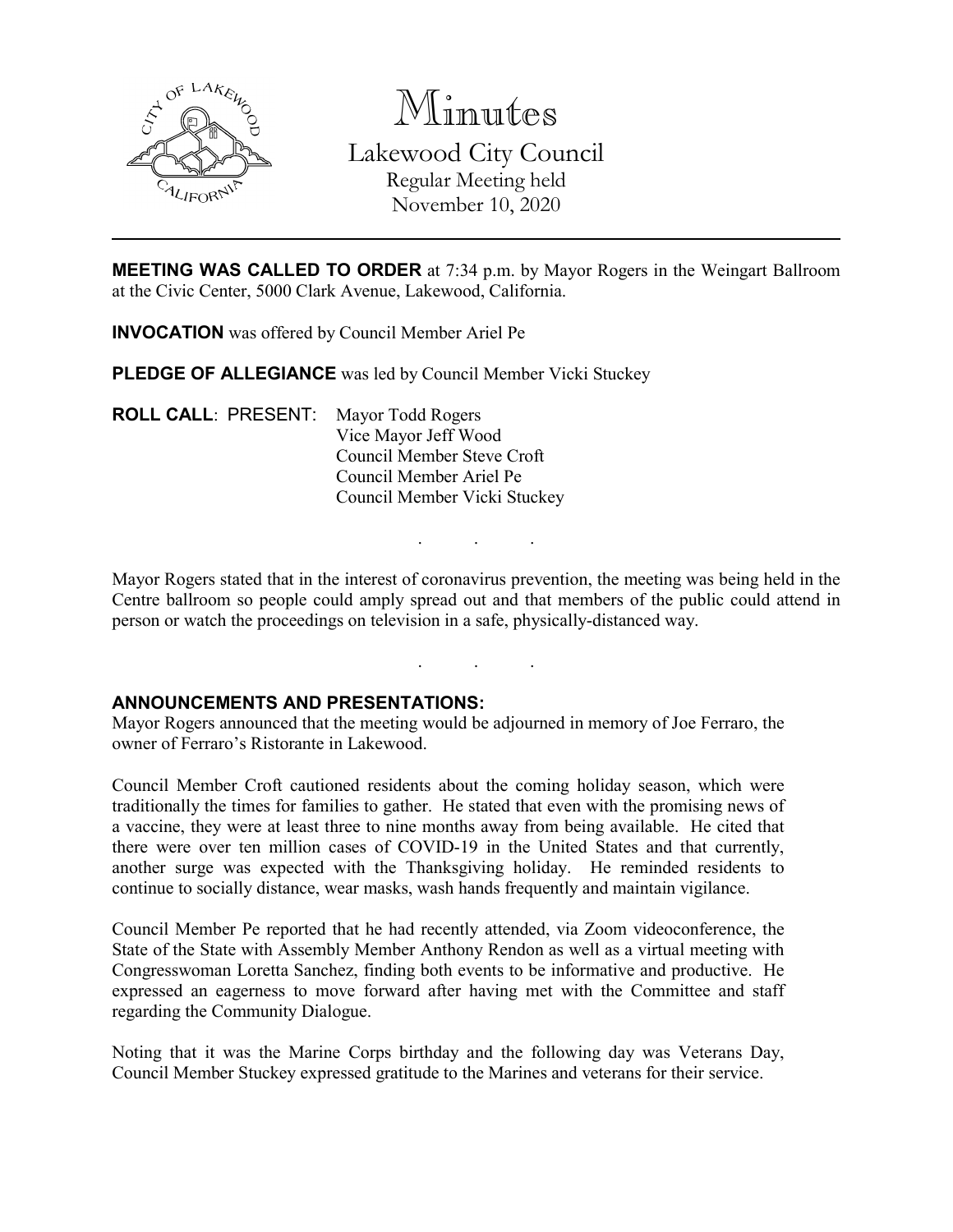# Minutes

## Lakewood City Council

Regular Meeting held
November 10, 2020

---

**MEETING WAS CALLED TO ORDER** at 7:34 p.m. by Mayor Rogers in the Weingart Ballroom at the Civic Center, 5000 Clark Avenue, Lakewood, California.

**INVOCATION** was offered by Council Member Ariel Pe

**PLEDGE OF ALLEGIANCE** was led by Council Member Vicki Stuckey

**ROLL CALL**: PRESENT: Mayor Todd Rogers
Vice Mayor Jeff Wood
Council Member Steve Croft
Council Member Ariel Pe
Council Member Vicki Stuckey

. . .

Mayor Rogers stated that in the interest of coronavirus prevention, the meeting was being held in the Centre ballroom so people could amply spread out and that members of the public could attend in person or watch the proceedings on television in a safe, physically-distanced way.

. . .

**ANNOUNCEMENTS AND PRESENTATIONS:**

Mayor Rogers announced that the meeting would be adjourned in memory of Joe Ferraro, the owner of Ferraro's Ristorante in Lakewood.

Council Member Croft cautioned residents about the coming holiday season, which were traditionally the times for families to gather. He stated that even with the promising news of a vaccine, they were at least three to nine months away from being available. He cited that there were over ten million cases of COVID-19 in the United States and that currently, another surge was expected with the Thanksgiving holiday. He reminded residents to continue to socially distance, wear masks, wash hands frequently and maintain vigilance.

Council Member Pe reported that he had recently attended, via Zoom videoconference, the State of the State with Assembly Member Anthony Rendon as well as a virtual meeting with Congresswoman Loretta Sanchez, finding both events to be informative and productive. He expressed an eagerness to move forward after having met with the Committee and staff regarding the Community Dialogue.

Noting that it was the Marine Corps birthday and the following day was Veterans Day, Council Member Stuckey expressed gratitude to the Marines and veterans for their service.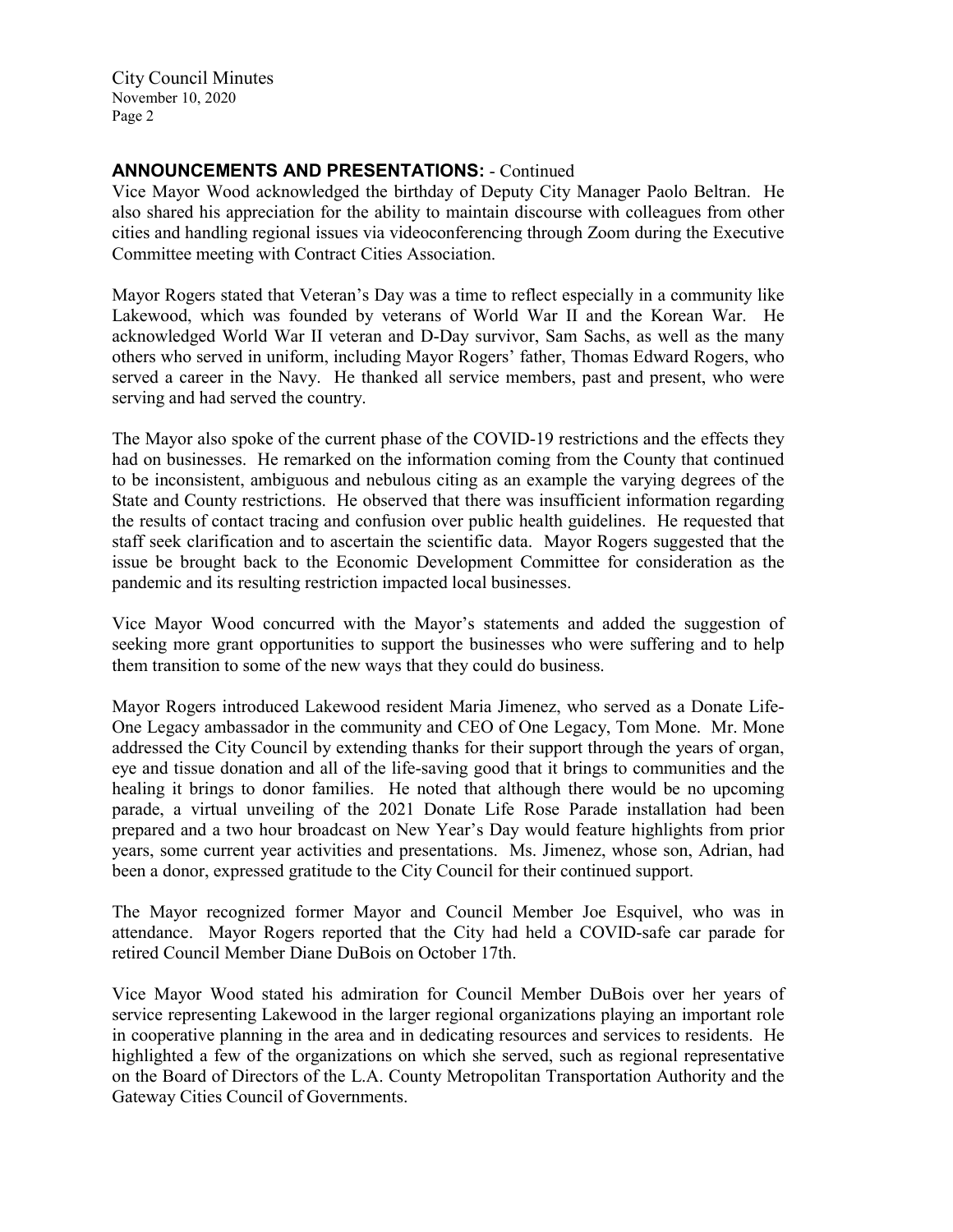## ANNOUNCEMENTS AND PRESENTATIONS: - Continued

Vice Mayor Wood acknowledged the birthday of Deputy City Manager Paolo Beltran. He also shared his appreciation for the ability to maintain discourse with colleagues from other cities and handling regional issues via videoconferencing through Zoom during the Executive Committee meeting with Contract Cities Association.

Mayor Rogers stated that Veteran's Day was a time to reflect especially in a community like Lakewood, which was founded by veterans of World War II and the Korean War. He acknowledged World War II veteran and D-Day survivor, Sam Sachs, as well as the many others who served in uniform, including Mayor Rogers' father, Thomas Edward Rogers, who served a career in the Navy. He thanked all service members, past and present, who were serving and had served the country.

The Mayor also spoke of the current phase of the COVID-19 restrictions and the effects they had on businesses. He remarked on the information coming from the County that continued to be inconsistent, ambiguous and nebulous citing as an example the varying degrees of the State and County restrictions. He observed that there was insufficient information regarding the results of contact tracing and confusion over public health guidelines. He requested that staff seek clarification and to ascertain the scientific data. Mayor Rogers suggested that the issue be brought back to the Economic Development Committee for consideration as the pandemic and its resulting restriction impacted local businesses.

Vice Mayor Wood concurred with the Mayor's statements and added the suggestion of seeking more grant opportunities to support the businesses who were suffering and to help them transition to some of the new ways that they could do business.

Mayor Rogers introduced Lakewood resident Maria Jimenez, who served as a Donate Life-One Legacy ambassador in the community and CEO of One Legacy, Tom Mone. Mr. Mone addressed the City Council by extending thanks for their support through the years of organ, eye and tissue donation and all of the life-saving good that it brings to communities and the healing it brings to donor families. He noted that although there would be no upcoming parade, a virtual unveiling of the 2021 Donate Life Rose Parade installation had been prepared and a two hour broadcast on New Year's Day would feature highlights from prior years, some current year activities and presentations. Ms. Jimenez, whose son, Adrian, had been a donor, expressed gratitude to the City Council for their continued support.

The Mayor recognized former Mayor and Council Member Joe Esquivel, who was in attendance. Mayor Rogers reported that the City had held a COVID-safe car parade for retired Council Member Diane DuBois on October 17th.

Vice Mayor Wood stated his admiration for Council Member DuBois over her years of service representing Lakewood in the larger regional organizations playing an important role in cooperative planning in the area and in dedicating resources and services to residents. He highlighted a few of the organizations on which she served, such as regional representative on the Board of Directors of the L.A. County Metropolitan Transportation Authority and the Gateway Cities Council of Governments.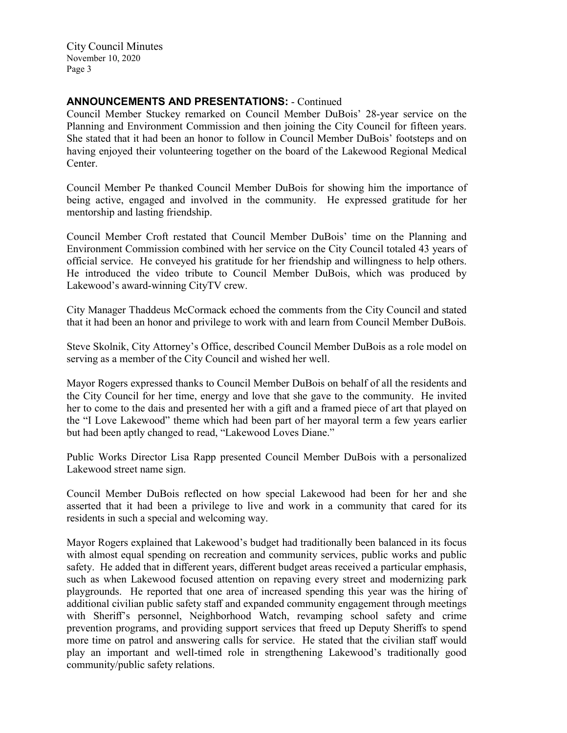## ANNOUNCEMENTS AND PRESENTATIONS: - Continued

Council Member Stuckey remarked on Council Member DuBois' 28-year service on the Planning and Environment Commission and then joining the City Council for fifteen years. She stated that it had been an honor to follow in Council Member DuBois' footsteps and on having enjoyed their volunteering together on the board of the Lakewood Regional Medical Center.

Council Member Pe thanked Council Member DuBois for showing him the importance of being active, engaged and involved in the community. He expressed gratitude for her mentorship and lasting friendship.

Council Member Croft restated that Council Member DuBois' time on the Planning and Environment Commission combined with her service on the City Council totaled 43 years of official service. He conveyed his gratitude for her friendship and willingness to help others. He introduced the video tribute to Council Member DuBois, which was produced by Lakewood's award-winning CityTV crew.

City Manager Thaddeus McCormack echoed the comments from the City Council and stated that it had been an honor and privilege to work with and learn from Council Member DuBois.

Steve Skolnik, City Attorney's Office, described Council Member DuBois as a role model on serving as a member of the City Council and wished her well.

Mayor Rogers expressed thanks to Council Member DuBois on behalf of all the residents and the City Council for her time, energy and love that she gave to the community. He invited her to come to the dais and presented her with a gift and a framed piece of art that played on the "I Love Lakewood" theme which had been part of her mayoral term a few years earlier but had been aptly changed to read, "Lakewood Loves Diane."

Public Works Director Lisa Rapp presented Council Member DuBois with a personalized Lakewood street name sign.

Council Member DuBois reflected on how special Lakewood had been for her and she asserted that it had been a privilege to live and work in a community that cared for its residents in such a special and welcoming way.

Mayor Rogers explained that Lakewood's budget had traditionally been balanced in its focus with almost equal spending on recreation and community services, public works and public safety. He added that in different years, different budget areas received a particular emphasis, such as when Lakewood focused attention on repaving every street and modernizing park playgrounds. He reported that one area of increased spending this year was the hiring of additional civilian public safety staff and expanded community engagement through meetings with Sheriff's personnel, Neighborhood Watch, revamping school safety and crime prevention programs, and providing support services that freed up Deputy Sheriffs to spend more time on patrol and answering calls for service. He stated that the civilian staff would play an important and well-timed role in strengthening Lakewood's traditionally good community/public safety relations.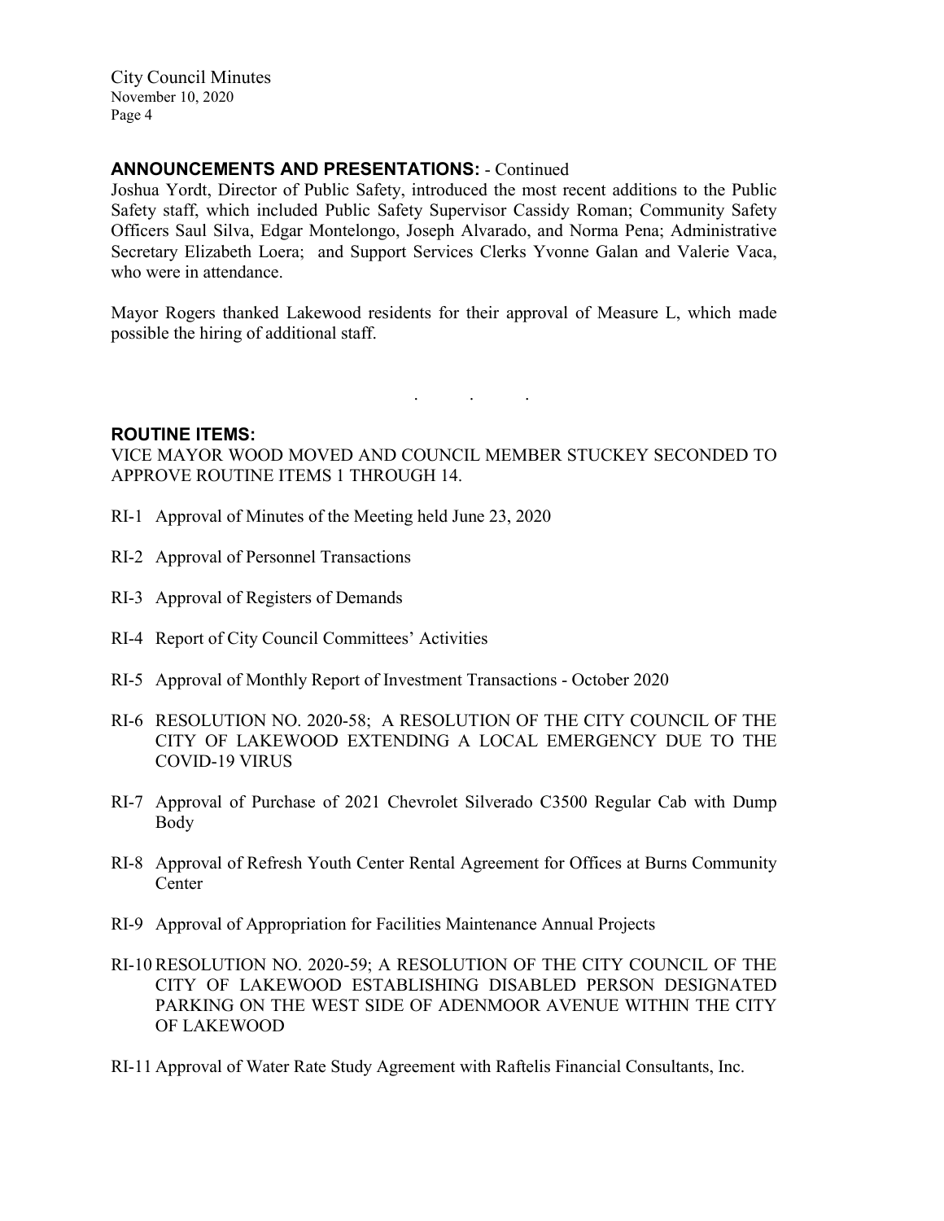**ANNOUNCEMENTS AND PRESENTATIONS:** - Continued

Joshua Yordt, Director of Public Safety, introduced the most recent additions to the Public Safety staff, which included Public Safety Supervisor Cassidy Roman; Community Safety Officers Saul Silva, Edgar Montelongo, Joseph Alvarado, and Norma Pena; Administrative Secretary Elizabeth Loera; and Support Services Clerks Yvonne Galan and Valerie Vaca, who were in attendance.

Mayor Rogers thanked Lakewood residents for their approval of Measure L, which made possible the hiring of additional staff.

. . .

**ROUTINE ITEMS:**

VICE MAYOR WOOD MOVED AND COUNCIL MEMBER STUCKEY SECONDED TO APPROVE ROUTINE ITEMS 1 THROUGH 14.

RI-1 Approval of Minutes of the Meeting held June 23, 2020

RI-2 Approval of Personnel Transactions

RI-3 Approval of Registers of Demands

RI-4 Report of City Council Committees' Activities

RI-5 Approval of Monthly Report of Investment Transactions - October 2020

RI-6 RESOLUTION NO. 2020-58; A RESOLUTION OF THE CITY COUNCIL OF THE CITY OF LAKEWOOD EXTENDING A LOCAL EMERGENCY DUE TO THE COVID-19 VIRUS

RI-7 Approval of Purchase of 2021 Chevrolet Silverado C3500 Regular Cab with Dump Body

RI-8 Approval of Refresh Youth Center Rental Agreement for Offices at Burns Community Center

RI-9 Approval of Appropriation for Facilities Maintenance Annual Projects

RI-10 RESOLUTION NO. 2020-59; A RESOLUTION OF THE CITY COUNCIL OF THE CITY OF LAKEWOOD ESTABLISHING DISABLED PERSON DESIGNATED PARKING ON THE WEST SIDE OF ADENMOOR AVENUE WITHIN THE CITY OF LAKEWOOD

RI-11 Approval of Water Rate Study Agreement with Raftelis Financial Consultants, Inc.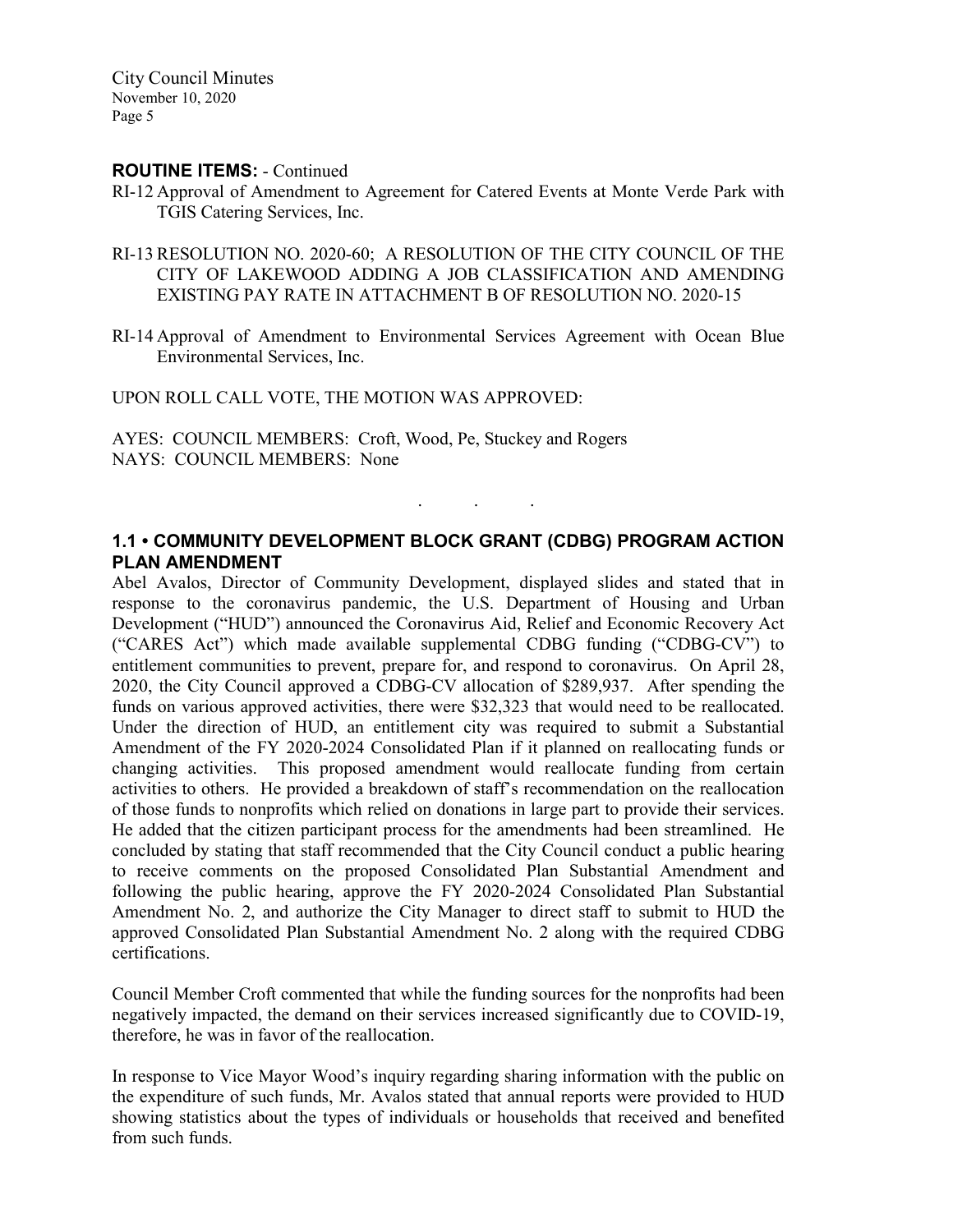**ROUTINE ITEMS:** - Continued

RI-12 Approval of Amendment to Agreement for Catered Events at Monte Verde Park with TGIS Catering Services, Inc.

RI-13 RESOLUTION NO. 2020-60; A RESOLUTION OF THE CITY COUNCIL OF THE CITY OF LAKEWOOD ADDING A JOB CLASSIFICATION AND AMENDING EXISTING PAY RATE IN ATTACHMENT B OF RESOLUTION NO. 2020-15

RI-14 Approval of Amendment to Environmental Services Agreement with Ocean Blue Environmental Services, Inc.

UPON ROLL CALL VOTE, THE MOTION WAS APPROVED:

AYES: COUNCIL MEMBERS: Croft, Wood, Pe, Stuckey and Rogers
NAYS: COUNCIL MEMBERS: None

. . .

## 1.1 • COMMUNITY DEVELOPMENT BLOCK GRANT (CDBG) PROGRAM ACTION PLAN AMENDMENT

Abel Avalos, Director of Community Development, displayed slides and stated that in response to the coronavirus pandemic, the U.S. Department of Housing and Urban Development ("HUD") announced the Coronavirus Aid, Relief and Economic Recovery Act ("CARES Act") which made available supplemental CDBG funding ("CDBG-CV") to entitlement communities to prevent, prepare for, and respond to coronavirus. On April 28, 2020, the City Council approved a CDBG-CV allocation of $289,937. After spending the funds on various approved activities, there were $32,323 that would need to be reallocated. Under the direction of HUD, an entitlement city was required to submit a Substantial Amendment of the FY 2020-2024 Consolidated Plan if it planned on reallocating funds or changing activities. This proposed amendment would reallocate funding from certain activities to others. He provided a breakdown of staff's recommendation on the reallocation of those funds to nonprofits which relied on donations in large part to provide their services. He added that the citizen participant process for the amendments had been streamlined. He concluded by stating that staff recommended that the City Council conduct a public hearing to receive comments on the proposed Consolidated Plan Substantial Amendment and following the public hearing, approve the FY 2020-2024 Consolidated Plan Substantial Amendment No. 2, and authorize the City Manager to direct staff to submit to HUD the approved Consolidated Plan Substantial Amendment No. 2 along with the required CDBG certifications.

Council Member Croft commented that while the funding sources for the nonprofits had been negatively impacted, the demand on their services increased significantly due to COVID-19, therefore, he was in favor of the reallocation.

In response to Vice Mayor Wood's inquiry regarding sharing information with the public on the expenditure of such funds, Mr. Avalos stated that annual reports were provided to HUD showing statistics about the types of individuals or households that received and benefited from such funds.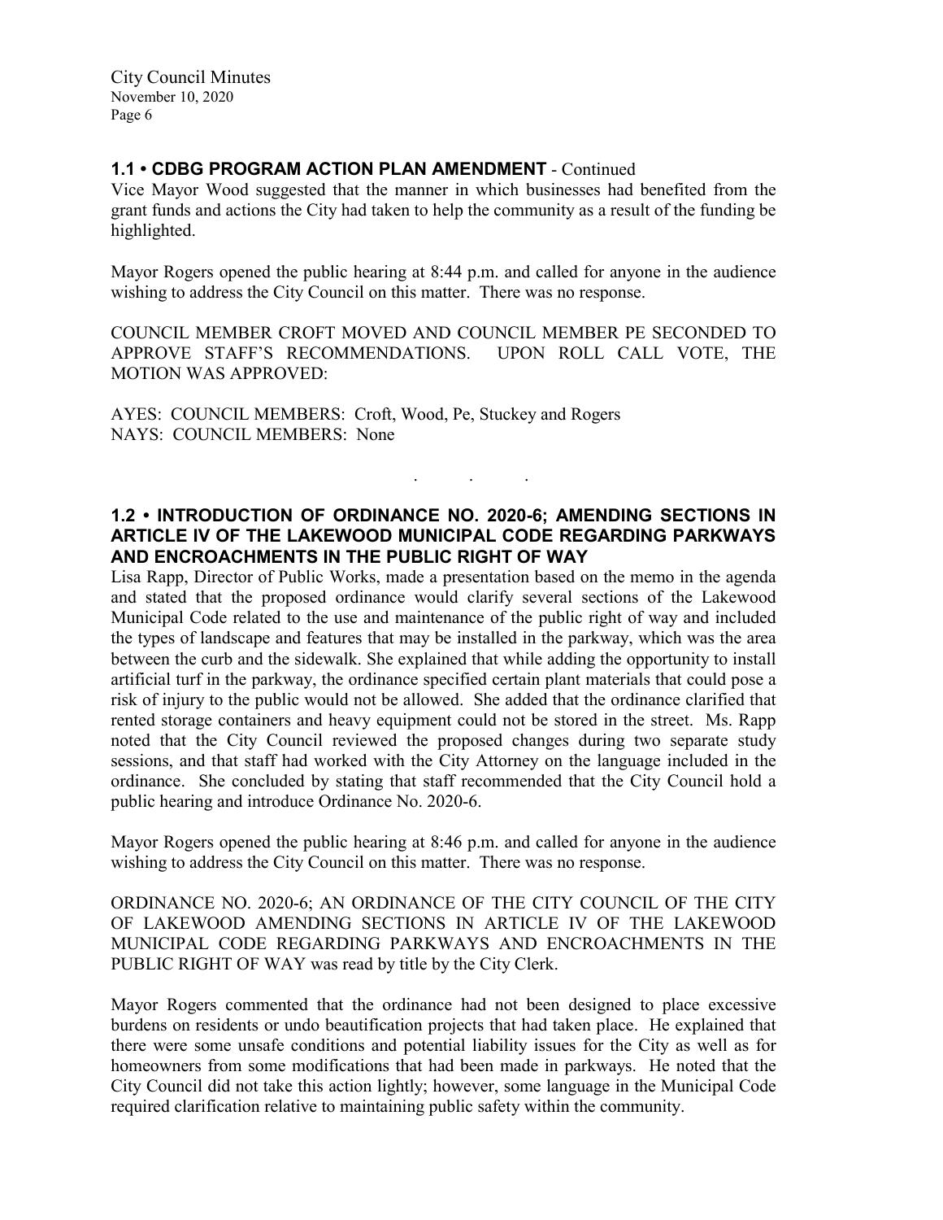### 1.1 • CDBG PROGRAM ACTION PLAN AMENDMENT - Continued

Vice Mayor Wood suggested that the manner in which businesses had benefited from the grant funds and actions the City had taken to help the community as a result of the funding be highlighted.

Mayor Rogers opened the public hearing at 8:44 p.m. and called for anyone in the audience wishing to address the City Council on this matter. There was no response.

COUNCIL MEMBER CROFT MOVED AND COUNCIL MEMBER PE SECONDED TO APPROVE STAFF'S RECOMMENDATIONS. UPON ROLL CALL VOTE, THE MOTION WAS APPROVED:

AYES: COUNCIL MEMBERS: Croft, Wood, Pe, Stuckey and Rogers
NAYS: COUNCIL MEMBERS: None

. . .

### 1.2 • INTRODUCTION OF ORDINANCE NO. 2020-6; AMENDING SECTIONS IN ARTICLE IV OF THE LAKEWOOD MUNICIPAL CODE REGARDING PARKWAYS AND ENCROACHMENTS IN THE PUBLIC RIGHT OF WAY

Lisa Rapp, Director of Public Works, made a presentation based on the memo in the agenda and stated that the proposed ordinance would clarify several sections of the Lakewood Municipal Code related to the use and maintenance of the public right of way and included the types of landscape and features that may be installed in the parkway, which was the area between the curb and the sidewalk. She explained that while adding the opportunity to install artificial turf in the parkway, the ordinance specified certain plant materials that could pose a risk of injury to the public would not be allowed. She added that the ordinance clarified that rented storage containers and heavy equipment could not be stored in the street. Ms. Rapp noted that the City Council reviewed the proposed changes during two separate study sessions, and that staff had worked with the City Attorney on the language included in the ordinance. She concluded by stating that staff recommended that the City Council hold a public hearing and introduce Ordinance No. 2020-6.

Mayor Rogers opened the public hearing at 8:46 p.m. and called for anyone in the audience wishing to address the City Council on this matter. There was no response.

ORDINANCE NO. 2020-6; AN ORDINANCE OF THE CITY COUNCIL OF THE CITY OF LAKEWOOD AMENDING SECTIONS IN ARTICLE IV OF THE LAKEWOOD MUNICIPAL CODE REGARDING PARKWAYS AND ENCROACHMENTS IN THE PUBLIC RIGHT OF WAY was read by title by the City Clerk.

Mayor Rogers commented that the ordinance had not been designed to place excessive burdens on residents or undo beautification projects that had taken place. He explained that there were some unsafe conditions and potential liability issues for the City as well as for homeowners from some modifications that had been made in parkways. He noted that the City Council did not take this action lightly; however, some language in the Municipal Code required clarification relative to maintaining public safety within the community.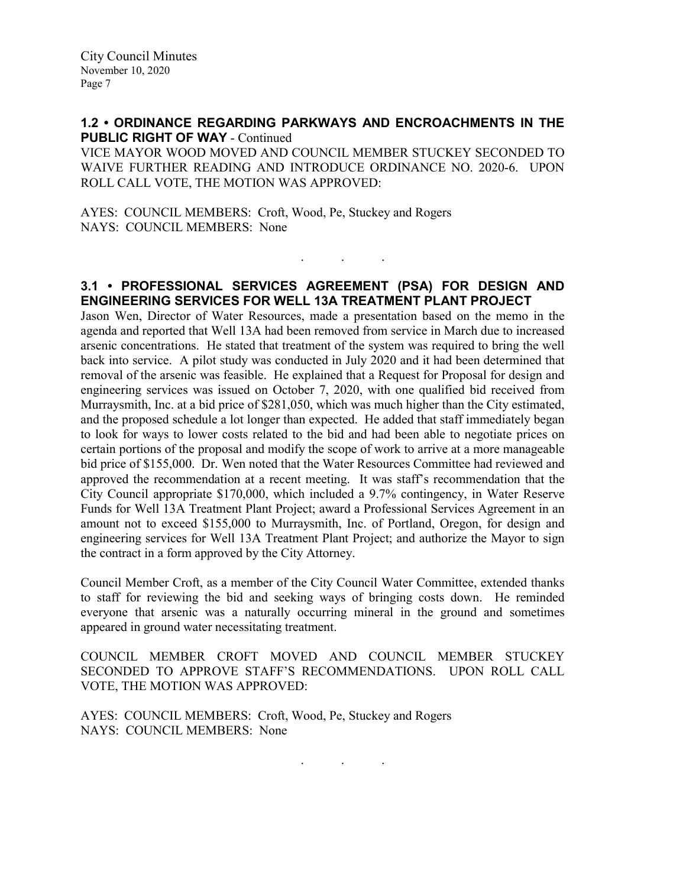**1.2 • ORDINANCE REGARDING PARKWAYS AND ENCROACHMENTS IN THE PUBLIC RIGHT OF WAY** - Continued

VICE MAYOR WOOD MOVED AND COUNCIL MEMBER STUCKEY SECONDED TO WAIVE FURTHER READING AND INTRODUCE ORDINANCE NO. 2020-6. UPON ROLL CALL VOTE, THE MOTION WAS APPROVED:

AYES: COUNCIL MEMBERS: Croft, Wood, Pe, Stuckey and Rogers
NAYS: COUNCIL MEMBERS: None

. . .

**3.1 • PROFESSIONAL SERVICES AGREEMENT (PSA) FOR DESIGN AND ENGINEERING SERVICES FOR WELL 13A TREATMENT PLANT PROJECT**

Jason Wen, Director of Water Resources, made a presentation based on the memo in the agenda and reported that Well 13A had been removed from service in March due to increased arsenic concentrations. He stated that treatment of the system was required to bring the well back into service. A pilot study was conducted in July 2020 and it had been determined that removal of the arsenic was feasible. He explained that a Request for Proposal for design and engineering services was issued on October 7, 2020, with one qualified bid received from Murraysmith, Inc. at a bid price of $281,050, which was much higher than the City estimated, and the proposed schedule a lot longer than expected. He added that staff immediately began to look for ways to lower costs related to the bid and had been able to negotiate prices on certain portions of the proposal and modify the scope of work to arrive at a more manageable bid price of $155,000. Dr. Wen noted that the Water Resources Committee had reviewed and approved the recommendation at a recent meeting. It was staff's recommendation that the City Council appropriate $170,000, which included a 9.7% contingency, in Water Reserve Funds for Well 13A Treatment Plant Project; award a Professional Services Agreement in an amount not to exceed $155,000 to Murraysmith, Inc. of Portland, Oregon, for design and engineering services for Well 13A Treatment Plant Project; and authorize the Mayor to sign the contract in a form approved by the City Attorney.

Council Member Croft, as a member of the City Council Water Committee, extended thanks to staff for reviewing the bid and seeking ways of bringing costs down. He reminded everyone that arsenic was a naturally occurring mineral in the ground and sometimes appeared in ground water necessitating treatment.

COUNCIL MEMBER CROFT MOVED AND COUNCIL MEMBER STUCKEY SECONDED TO APPROVE STAFF'S RECOMMENDATIONS. UPON ROLL CALL VOTE, THE MOTION WAS APPROVED:

AYES: COUNCIL MEMBERS: Croft, Wood, Pe, Stuckey and Rogers
NAYS: COUNCIL MEMBERS: None

. . .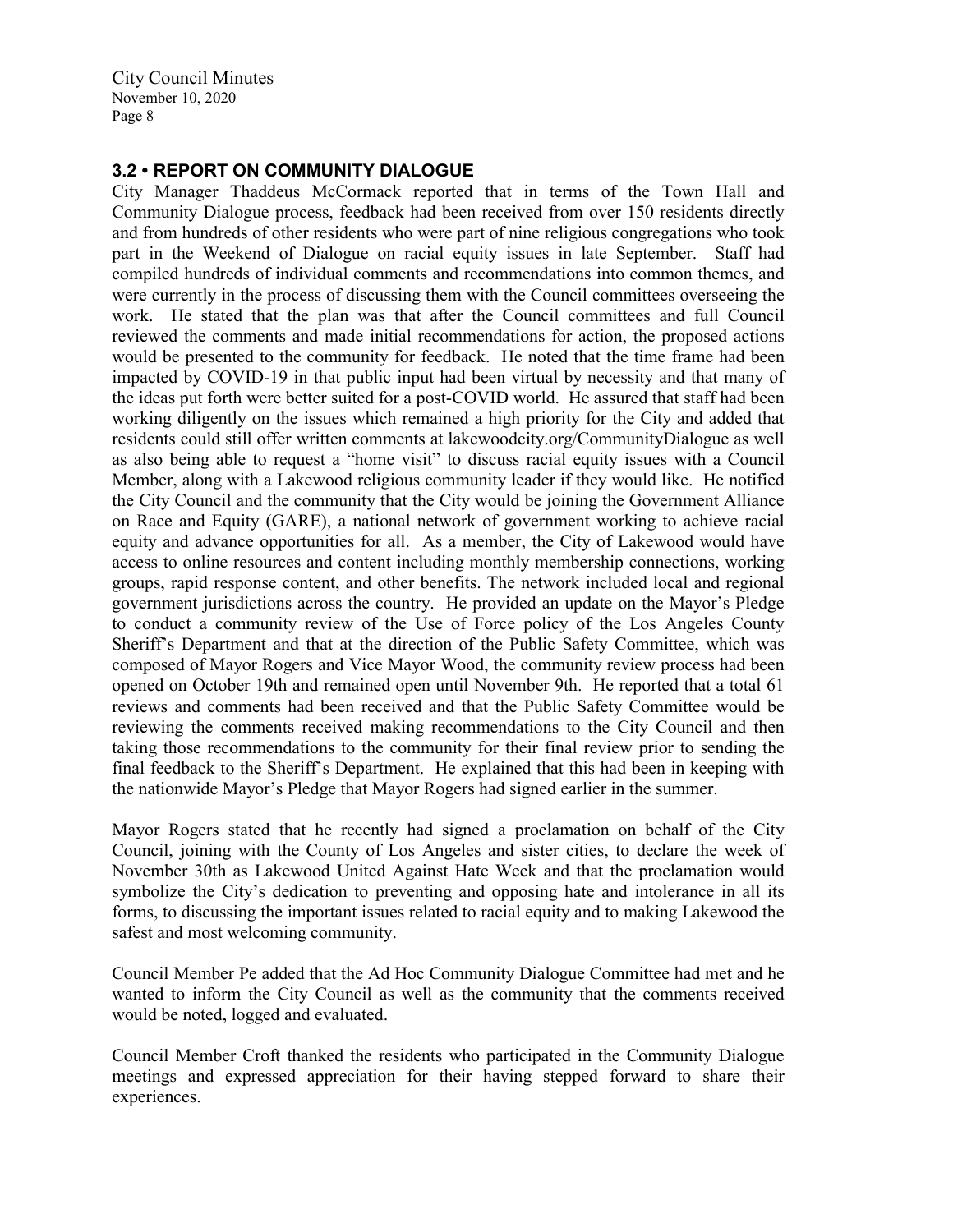### 3.2 • REPORT ON COMMUNITY DIALOGUE

City Manager Thaddeus McCormack reported that in terms of the Town Hall and Community Dialogue process, feedback had been received from over 150 residents directly and from hundreds of other residents who were part of nine religious congregations who took part in the Weekend of Dialogue on racial equity issues in late September. Staff had compiled hundreds of individual comments and recommendations into common themes, and were currently in the process of discussing them with the Council committees overseeing the work. He stated that the plan was that after the Council committees and full Council reviewed the comments and made initial recommendations for action, the proposed actions would be presented to the community for feedback. He noted that the time frame had been impacted by COVID-19 in that public input had been virtual by necessity and that many of the ideas put forth were better suited for a post-COVID world. He assured that staff had been working diligently on the issues which remained a high priority for the City and added that residents could still offer written comments at lakewoodcity.org/CommunityDialogue as well as also being able to request a "home visit" to discuss racial equity issues with a Council Member, along with a Lakewood religious community leader if they would like. He notified the City Council and the community that the City would be joining the Government Alliance on Race and Equity (GARE), a national network of government working to achieve racial equity and advance opportunities for all. As a member, the City of Lakewood would have access to online resources and content including monthly membership connections, working groups, rapid response content, and other benefits. The network included local and regional government jurisdictions across the country. He provided an update on the Mayor's Pledge to conduct a community review of the Use of Force policy of the Los Angeles County Sheriff's Department and that at the direction of the Public Safety Committee, which was composed of Mayor Rogers and Vice Mayor Wood, the community review process had been opened on October 19th and remained open until November 9th. He reported that a total 61 reviews and comments had been received and that the Public Safety Committee would be reviewing the comments received making recommendations to the City Council and then taking those recommendations to the community for their final review prior to sending the final feedback to the Sheriff's Department. He explained that this had been in keeping with the nationwide Mayor's Pledge that Mayor Rogers had signed earlier in the summer.

Mayor Rogers stated that he recently had signed a proclamation on behalf of the City Council, joining with the County of Los Angeles and sister cities, to declare the week of November 30th as Lakewood United Against Hate Week and that the proclamation would symbolize the City's dedication to preventing and opposing hate and intolerance in all its forms, to discussing the important issues related to racial equity and to making Lakewood the safest and most welcoming community.

Council Member Pe added that the Ad Hoc Community Dialogue Committee had met and he wanted to inform the City Council as well as the community that the comments received would be noted, logged and evaluated.

Council Member Croft thanked the residents who participated in the Community Dialogue meetings and expressed appreciation for their having stepped forward to share their experiences.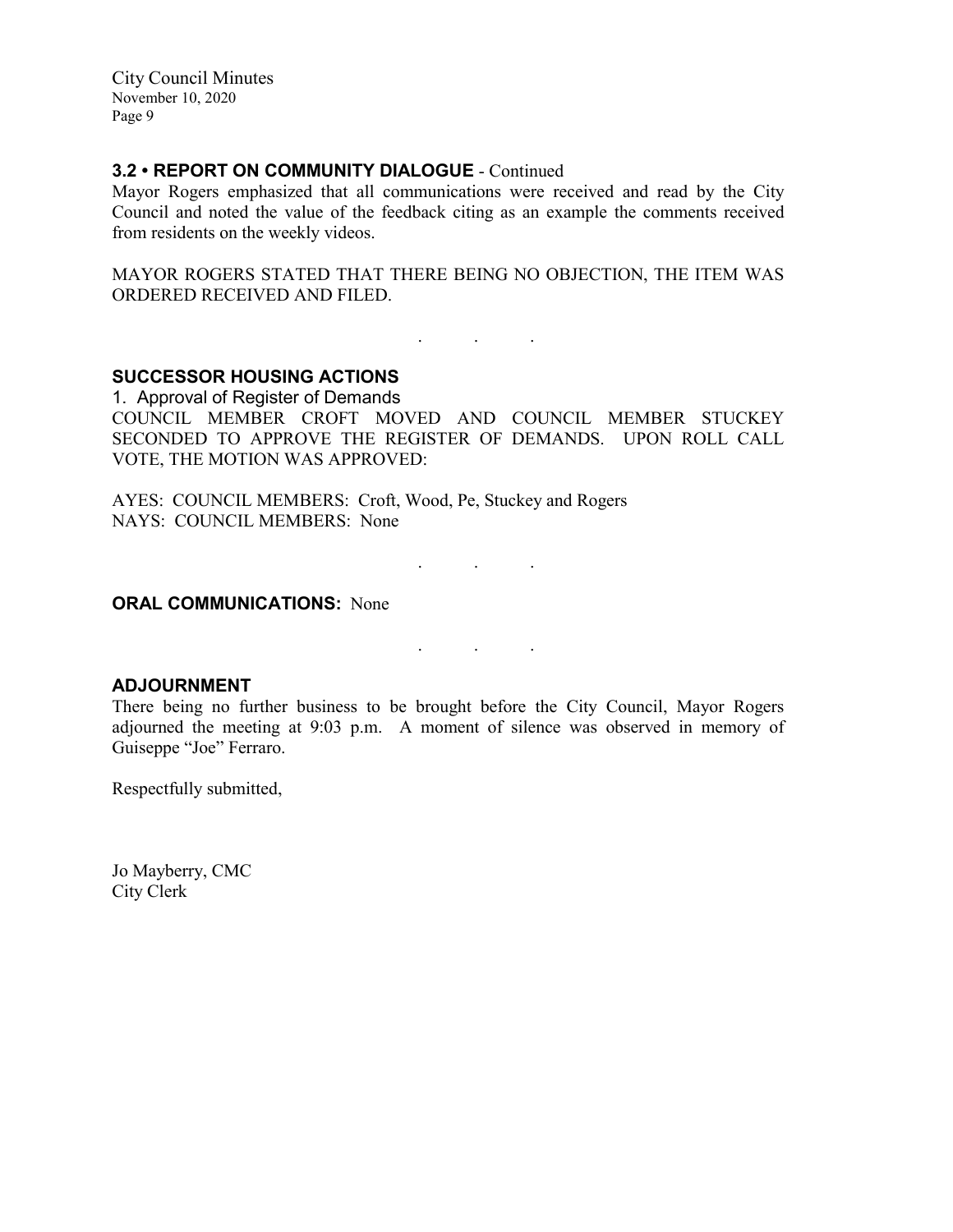### 3.2 • REPORT ON COMMUNITY DIALOGUE - Continued

Mayor Rogers emphasized that all communications were received and read by the City Council and noted the value of the feedback citing as an example the comments received from residents on the weekly videos.

MAYOR ROGERS STATED THAT THERE BEING NO OBJECTION, THE ITEM WAS ORDERED RECEIVED AND FILED.

. . .

### SUCCESSOR HOUSING ACTIONS

1. Approval of Register of Demands

COUNCIL MEMBER CROFT MOVED AND COUNCIL MEMBER STUCKEY SECONDED TO APPROVE THE REGISTER OF DEMANDS. UPON ROLL CALL VOTE, THE MOTION WAS APPROVED:

AYES: COUNCIL MEMBERS: Croft, Wood, Pe, Stuckey and Rogers
NAYS: COUNCIL MEMBERS: None

. . .

### ORAL COMMUNICATIONS: None

. . .

### ADJOURNMENT

There being no further business to be brought before the City Council, Mayor Rogers adjourned the meeting at 9:03 p.m. A moment of silence was observed in memory of Guiseppe "Joe" Ferraro.

Respectfully submitted,

Jo Mayberry, CMC
City Clerk